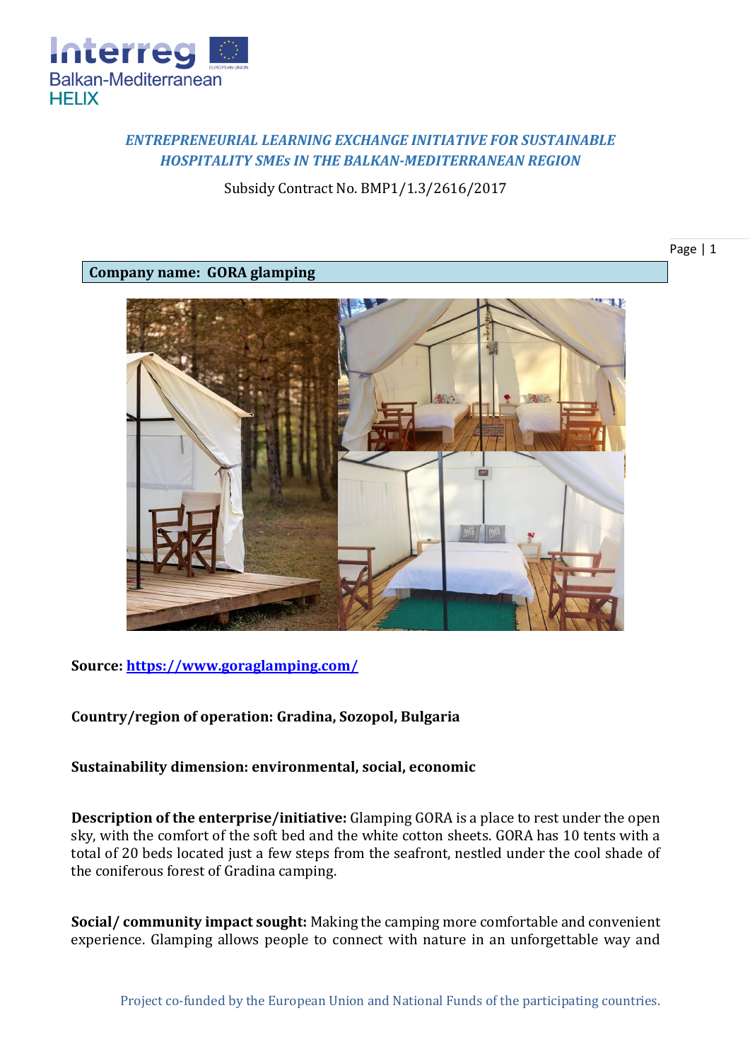*ENTREPRENEURIAL LEARNING EXCHANGE INITIATIVE FOR SUSTAINABLE HOSPITALITY SMEs IN THE BALKAN-MEDITERRANEAN REGION*

Subsidy Contract No. BMP1/1.3/2616/2017

## Company name: GORA glamping

**Source:** [https://www.goraglamping.com/](https://www.goraglamping.com/)

**Country/region of operation: Gradina, Sozopol, Bulgaria**

**Sustainability dimension: environmental, social, economic**

**Description of the enterprise/initiative:** Glamping GORA is a place to rest under the open sky, with the comfort of the soft bed and the white cotton sheets. GORA has 10 tents with a total of 20 beds located just a few steps from the seafront, nestled under the cool shade of the coniferous forest of Gradina camping.

**Social/ community impact sought:** Making the camping more comfortable and convenient experience. Glamping allows people to connect with nature in an unforgettable way and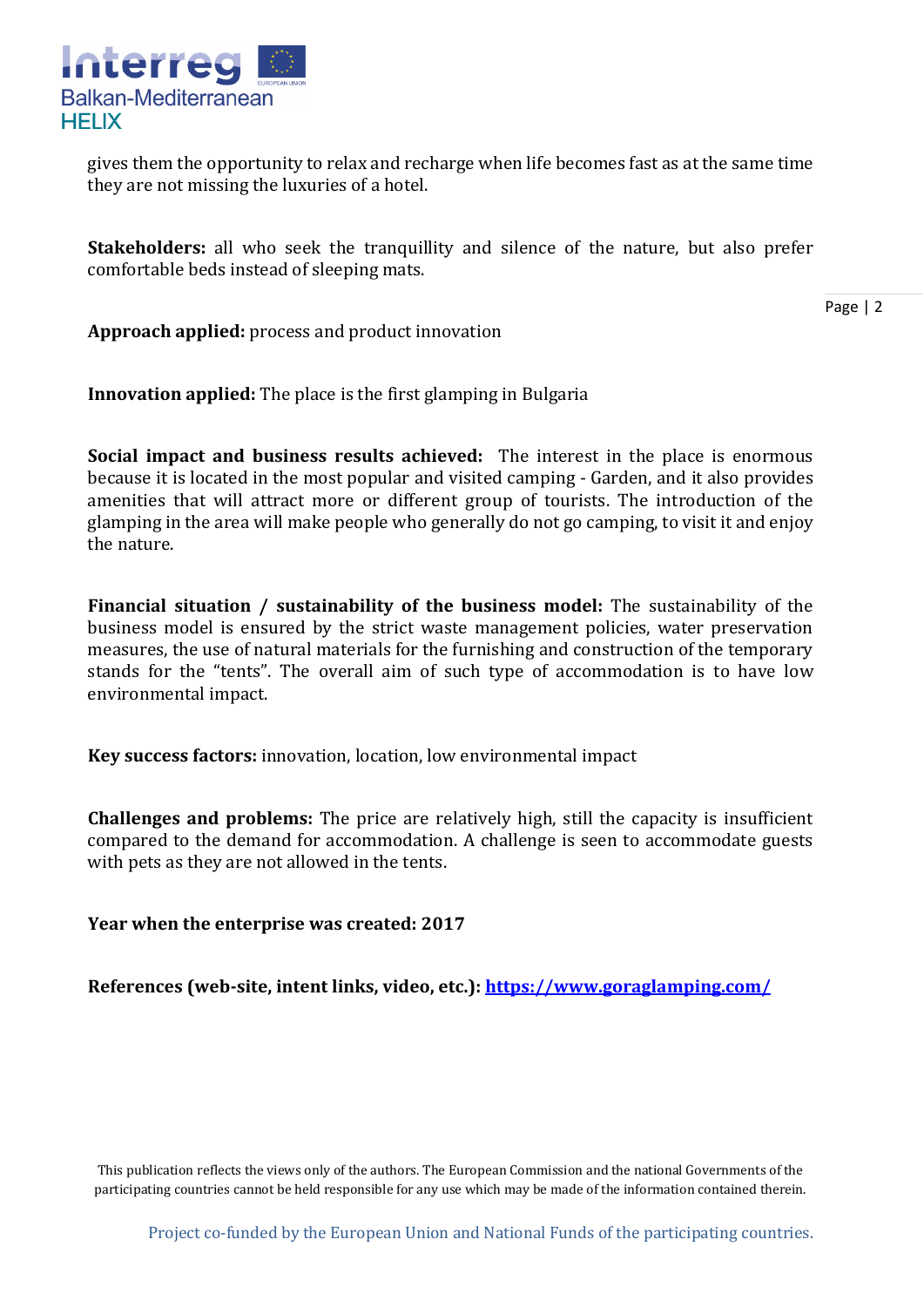gives them the opportunity to relax and recharge when life becomes fast as at the same time they are not missing the luxuries of a hotel.

**Stakeholders:** all who seek the tranquillity and silence of the nature, but also prefer comfortable beds instead of sleeping mats.

**Approach applied:** process and product innovation

**Innovation applied:** The place is the first glamping in Bulgaria

**Social impact and business results achieved:** The interest in the place is enormous because it is located in the most popular and visited camping - Garden, and it also provides amenities that will attract more or different group of tourists. The introduction of the glamping in the area will make people who generally do not go camping, to visit it and enjoy the nature.

**Financial situation / sustainability of the business model:** The sustainability of the business model is ensured by the strict waste management policies, water preservation measures, the use of natural materials for the furnishing and construction of the temporary stands for the "tents". The overall aim of such type of accommodation is to have low environmental impact.

**Key success factors:** innovation, location, low environmental impact

**Challenges and problems:** The price are relatively high, still the capacity is insufficient compared to the demand for accommodation. A challenge is seen to accommodate guests with pets as they are not allowed in the tents.

**Year when the enterprise was created: 2017**

**References (web-site, intent links, video, etc.): [https://www.goraglamping.com/](https://www.goraglamping.com/)**

This publication reflects the views only of the authors. The European Commission and the national Governments of the participating countries cannot be held responsible for any use which may be made of the information contained therein.

Project co-funded by the European Union and National Funds of the participating countries.